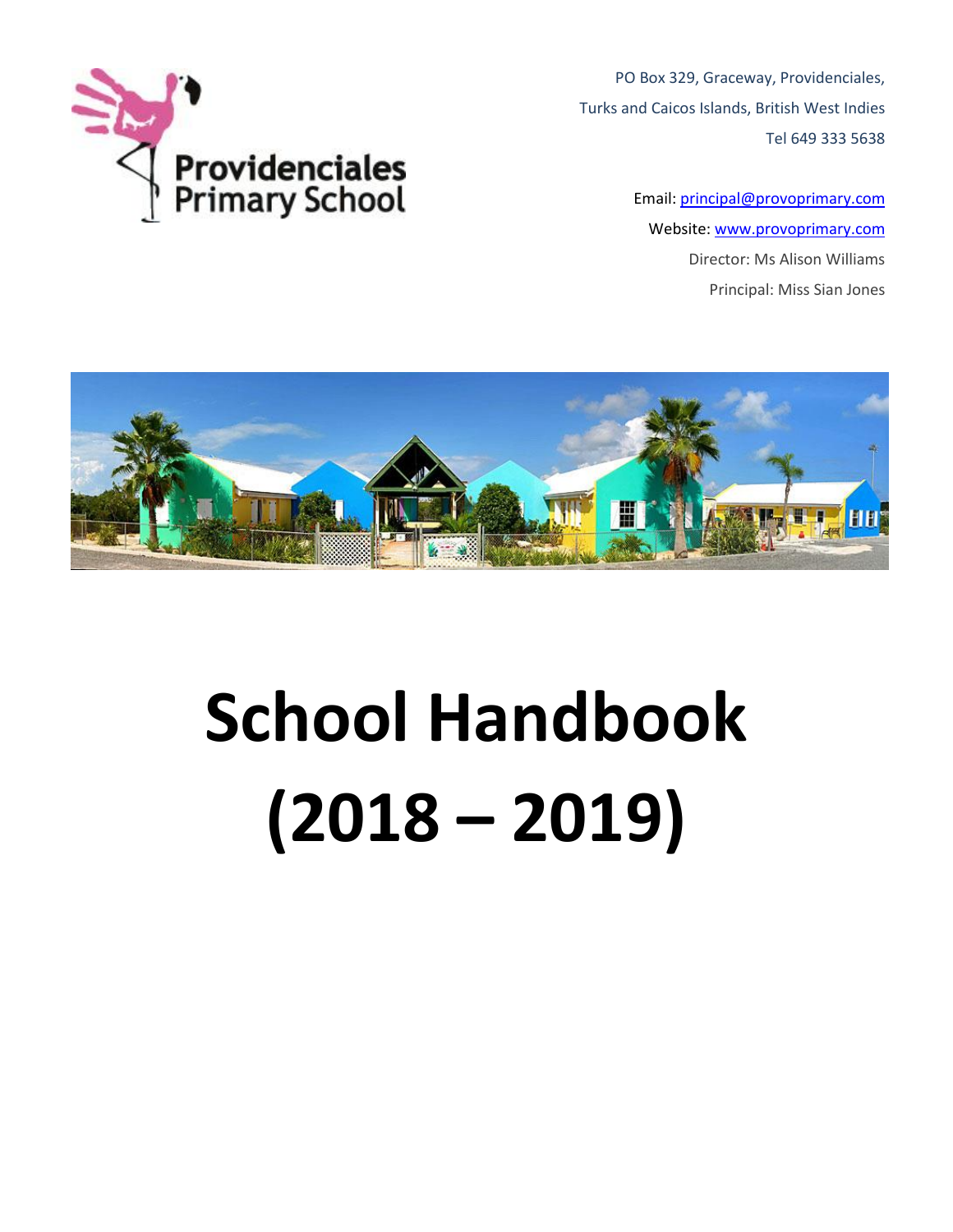Providenciales Primary School

PO Box 329, Graceway, Providenciales,
Turks and Caicos Islands, British West Indies
Tel 649 333 5638

Email: principal@provoprimary.com
Website: www.provoprimary.com
Director: Ms Alison Williams
Principal: Miss Sian Jones

# School Handbook (2018 – 2019)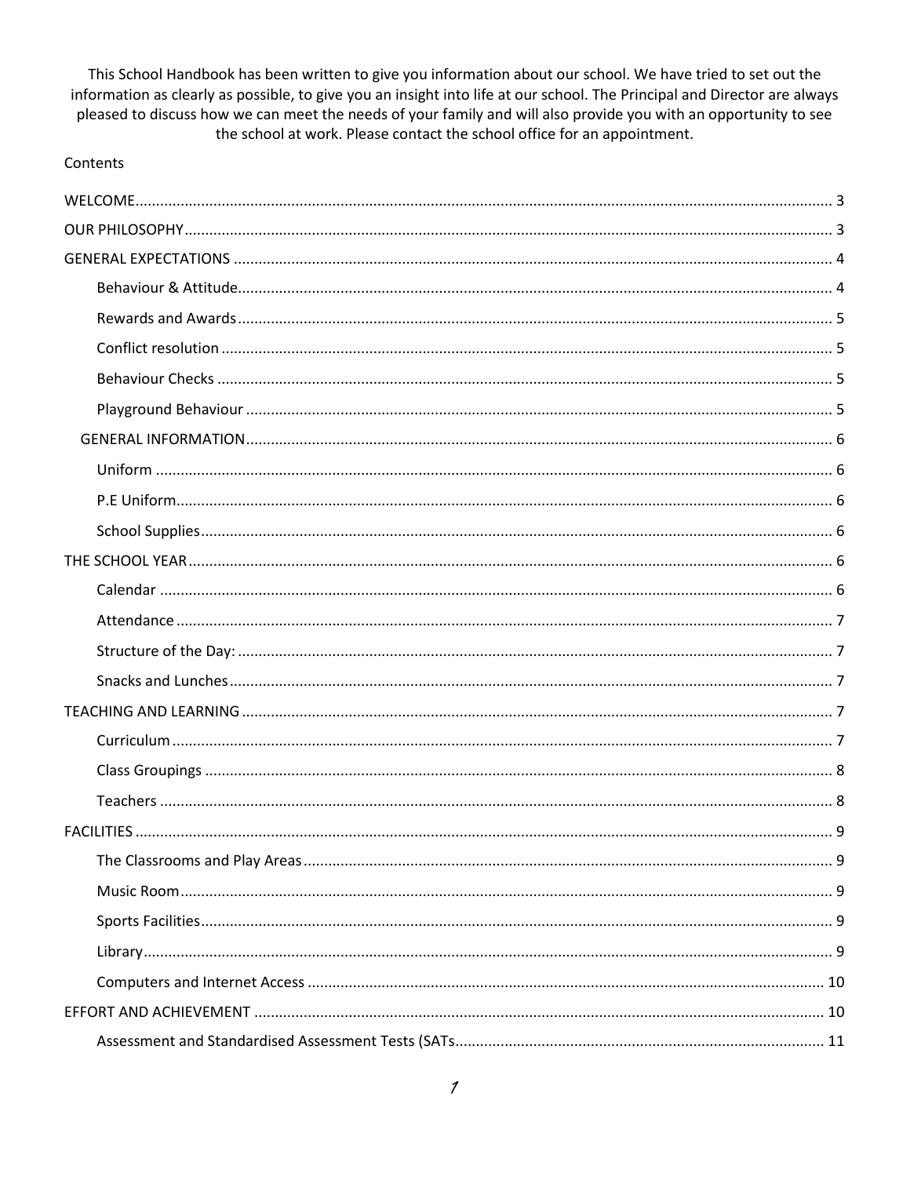This School Handbook has been written to give you information about our school. We have tried to set out the information as clearly as possible, to give you an insight into life at our school. The Principal and Director are always pleased to discuss how we can meet the needs of your family and will also provide you with an opportunity to see the school at work. Please contact the school office for an appointment.

Contents

WELCOME .......... 3

OUR PHILOSOPHY .......... 3

GENERAL EXPECTATIONS .......... 4

- Behaviour & Attitude .......... 4
- Rewards and Awards .......... 5
- Conflict resolution .......... 5
- Behaviour Checks .......... 5
- Playground Behaviour .......... 5

GENERAL INFORMATION .......... 6

- Uniform .......... 6
- P.E Uniform .......... 6
- School Supplies .......... 6

THE SCHOOL YEAR .......... 6

- Calendar .......... 6
- Attendance .......... 7
- Structure of the Day: .......... 7
- Snacks and Lunches .......... 7

TEACHING AND LEARNING .......... 7

- Curriculum .......... 7
- Class Groupings .......... 8
- Teachers .......... 8

FACILITIES .......... 9

- The Classrooms and Play Areas .......... 9
- Music Room .......... 9
- Sports Facilities .......... 9
- Library .......... 9
- Computers and Internet Access .......... 10

EFFORT AND ACHIEVEMENT .......... 10

- Assessment and Standardised Assessment Tests (SATs .......... 11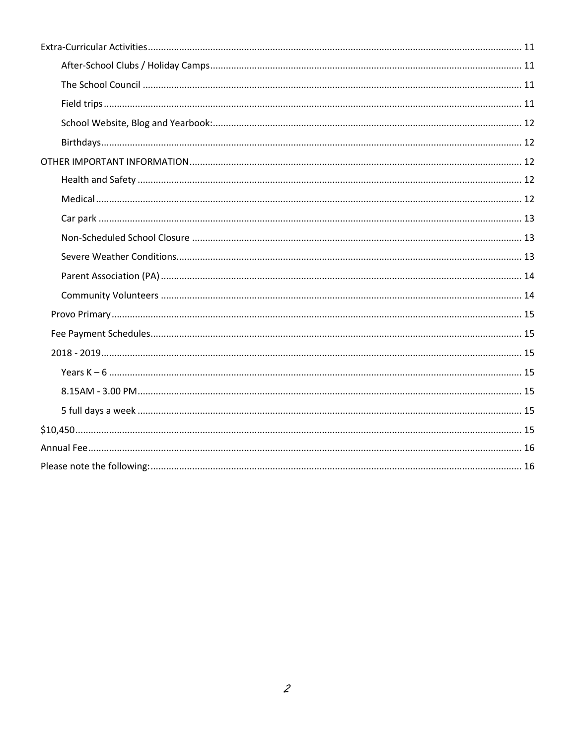- Extra-Curricular Activities ..... 11
  - After-School Clubs / Holiday Camps ..... 11
  - The School Council ..... 11
  - Field trips ..... 11
  - School Website, Blog and Yearbook: ..... 12
  - Birthdays ..... 12
- OTHER IMPORTANT INFORMATION ..... 12
  - Health and Safety ..... 12
  - Medical ..... 12
  - Car park ..... 13
  - Non-Scheduled School Closure ..... 13
  - Severe Weather Conditions ..... 13
  - Parent Association (PA) ..... 14
  - Community Volunteers ..... 14
  - Provo Primary ..... 15
  - Fee Payment Schedules ..... 15
  - 2018 - 2019 ..... 15
    - Years K – 6 ..... 15
    - 8.15AM - 3.00 PM ..... 15
    - 5 full days a week ..... 15
- $10,450 ..... 15
- Annual Fee ..... 16
- Please note the following: ..... 16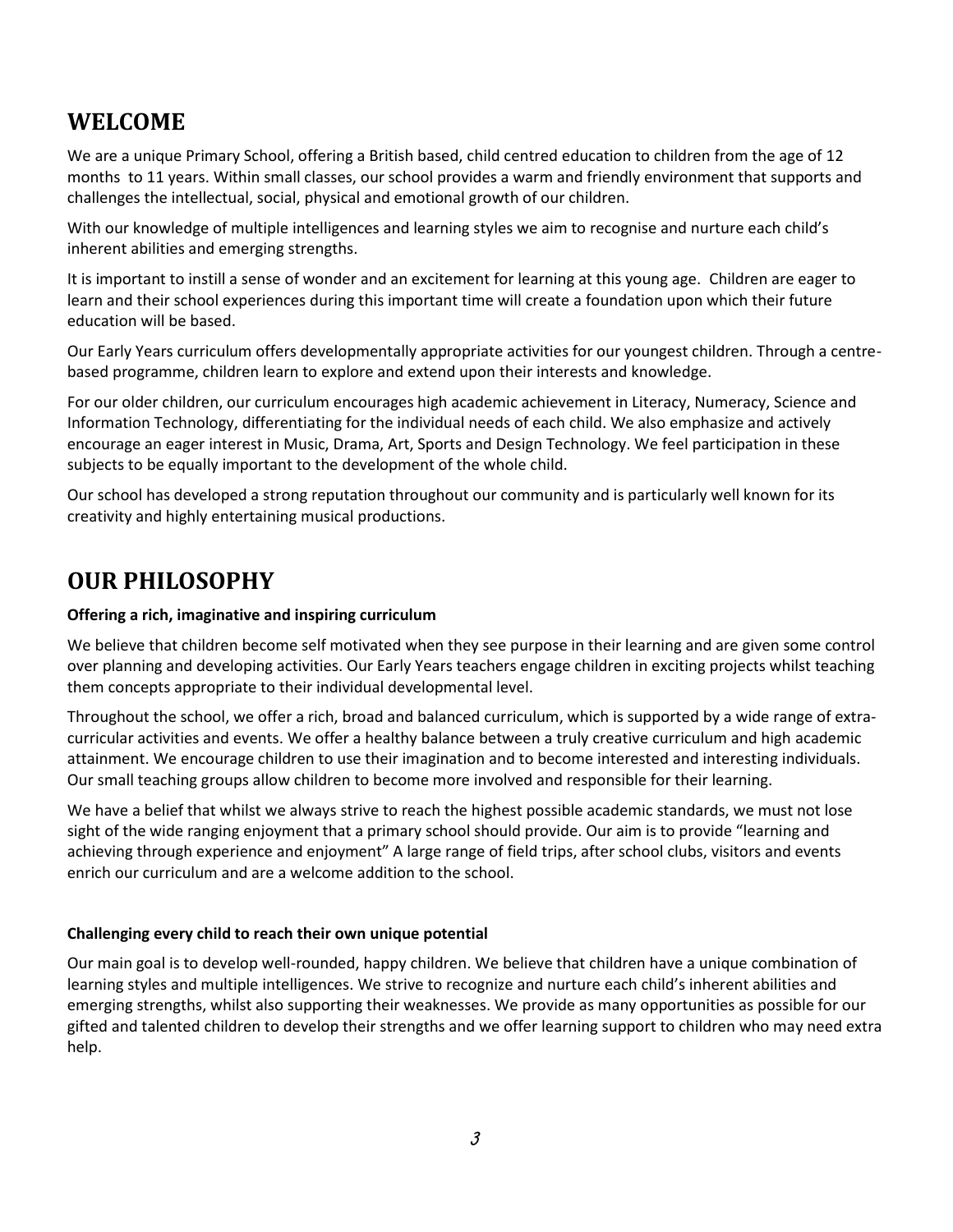## WELCOME

We are a unique Primary School, offering a British based, child centred education to children from the age of 12 months to 11 years. Within small classes, our school provides a warm and friendly environment that supports and challenges the intellectual, social, physical and emotional growth of our children.

With our knowledge of multiple intelligences and learning styles we aim to recognise and nurture each child's inherent abilities and emerging strengths.

It is important to instill a sense of wonder and an excitement for learning at this young age. Children are eager to learn and their school experiences during this important time will create a foundation upon which their future education will be based.

Our Early Years curriculum offers developmentally appropriate activities for our youngest children. Through a centre-based programme, children learn to explore and extend upon their interests and knowledge.

For our older children, our curriculum encourages high academic achievement in Literacy, Numeracy, Science and Information Technology, differentiating for the individual needs of each child. We also emphasize and actively encourage an eager interest in Music, Drama, Art, Sports and Design Technology. We feel participation in these subjects to be equally important to the development of the whole child.

Our school has developed a strong reputation throughout our community and is particularly well known for its creativity and highly entertaining musical productions.

## OUR PHILOSOPHY

**Offering a rich, imaginative and inspiring curriculum**

We believe that children become self motivated when they see purpose in their learning and are given some control over planning and developing activities. Our Early Years teachers engage children in exciting projects whilst teaching them concepts appropriate to their individual developmental level.

Throughout the school, we offer a rich, broad and balanced curriculum, which is supported by a wide range of extra-curricular activities and events. We offer a healthy balance between a truly creative curriculum and high academic attainment. We encourage children to use their imagination and to become interested and interesting individuals. Our small teaching groups allow children to become more involved and responsible for their learning.

We have a belief that whilst we always strive to reach the highest possible academic standards, we must not lose sight of the wide ranging enjoyment that a primary school should provide. Our aim is to provide "learning and achieving through experience and enjoyment" A large range of field trips, after school clubs, visitors and events enrich our curriculum and are a welcome addition to the school.

**Challenging every child to reach their own unique potential**

Our main goal is to develop well-rounded, happy children. We believe that children have a unique combination of learning styles and multiple intelligences. We strive to recognize and nurture each child's inherent abilities and emerging strengths, whilst also supporting their weaknesses. We provide as many opportunities as possible for our gifted and talented children to develop their strengths and we offer learning support to children who may need extra help.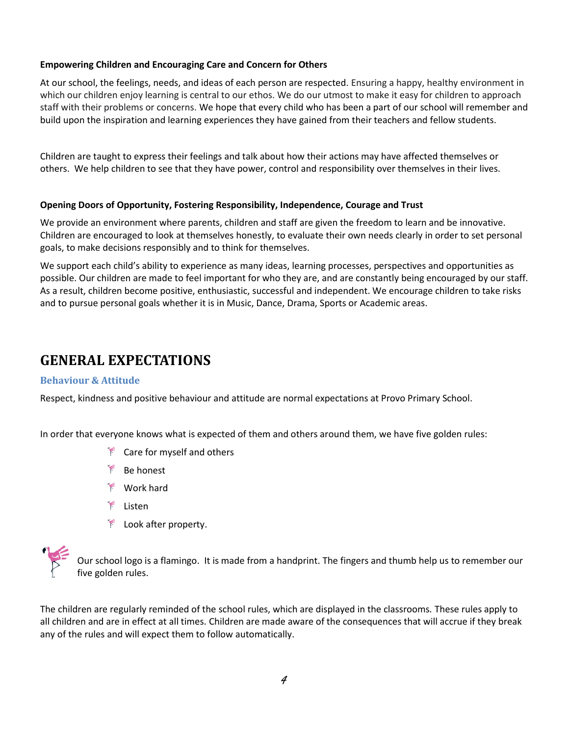**Empowering Children and Encouraging Care and Concern for Others**

At our school, the feelings, needs, and ideas of each person are respected. Ensuring a happy, healthy environment in which our children enjoy learning is central to our ethos. We do our utmost to make it easy for children to approach staff with their problems or concerns. We hope that every child who has been a part of our school will remember and build upon the inspiration and learning experiences they have gained from their teachers and fellow students.

Children are taught to express their feelings and talk about how their actions may have affected themselves or others. We help children to see that they have power, control and responsibility over themselves in their lives.

**Opening Doors of Opportunity, Fostering Responsibility, Independence, Courage and Trust**

We provide an environment where parents, children and staff are given the freedom to learn and be innovative. Children are encouraged to look at themselves honestly, to evaluate their own needs clearly in order to set personal goals, to make decisions responsibly and to think for themselves.

We support each child's ability to experience as many ideas, learning processes, perspectives and opportunities as possible. Our children are made to feel important for who they are, and are constantly being encouraged by our staff. As a result, children become positive, enthusiastic, successful and independent. We encourage children to take risks and to pursue personal goals whether it is in Music, Dance, Drama, Sports or Academic areas.

# GENERAL EXPECTATIONS

## Behaviour & Attitude

Respect, kindness and positive behaviour and attitude are normal expectations at Provo Primary School.

In order that everyone knows what is expected of them and others around them, we have five golden rules:

- Care for myself and others
- Be honest
- Work hard
- Listen
- Look after property.

Our school logo is a flamingo. It is made from a handprint. The fingers and thumb help us to remember our five golden rules.

The children are regularly reminded of the school rules, which are displayed in the classrooms. These rules apply to all children and are in effect at all times. Children are made aware of the consequences that will accrue if they break any of the rules and will expect them to follow automatically.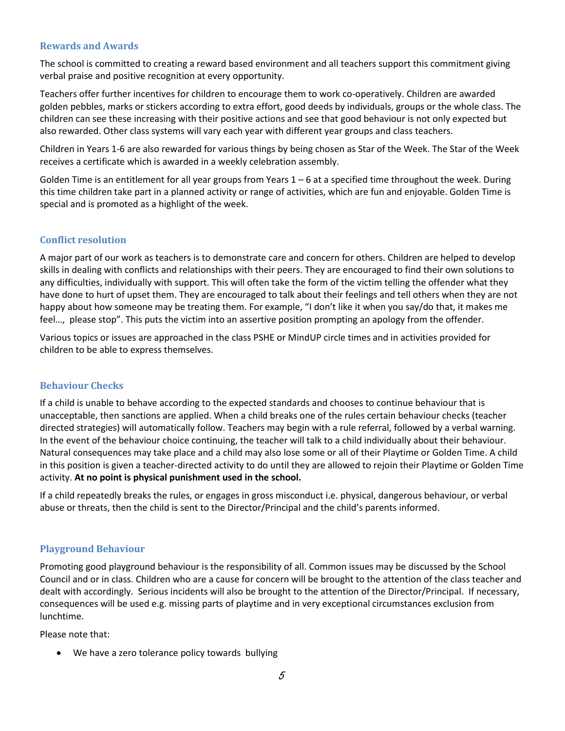## Rewards and Awards

The school is committed to creating a reward based environment and all teachers support this commitment giving verbal praise and positive recognition at every opportunity.

Teachers offer further incentives for children to encourage them to work co-operatively. Children are awarded golden pebbles, marks or stickers according to extra effort, good deeds by individuals, groups or the whole class. The children can see these increasing with their positive actions and see that good behaviour is not only expected but also rewarded. Other class systems will vary each year with different year groups and class teachers.

Children in Years 1-6 are also rewarded for various things by being chosen as Star of the Week. The Star of the Week receives a certificate which is awarded in a weekly celebration assembly.

Golden Time is an entitlement for all year groups from Years 1 – 6 at a specified time throughout the week. During this time children take part in a planned activity or range of activities, which are fun and enjoyable. Golden Time is special and is promoted as a highlight of the week.

## Conflict resolution

A major part of our work as teachers is to demonstrate care and concern for others. Children are helped to develop skills in dealing with conflicts and relationships with their peers. They are encouraged to find their own solutions to any difficulties, individually with support. This will often take the form of the victim telling the offender what they have done to hurt of upset them. They are encouraged to talk about their feelings and tell others when they are not happy about how someone may be treating them. For example, "I don't like it when you say/do that, it makes me feel…, please stop". This puts the victim into an assertive position prompting an apology from the offender.

Various topics or issues are approached in the class PSHE or MindUP circle times and in activities provided for children to be able to express themselves.

## Behaviour Checks

If a child is unable to behave according to the expected standards and chooses to continue behaviour that is unacceptable, then sanctions are applied. When a child breaks one of the rules certain behaviour checks (teacher directed strategies) will automatically follow. Teachers may begin with a rule referral, followed by a verbal warning. In the event of the behaviour choice continuing, the teacher will talk to a child individually about their behaviour. Natural consequences may take place and a child may also lose some or all of their Playtime or Golden Time. A child in this position is given a teacher-directed activity to do until they are allowed to rejoin their Playtime or Golden Time activity. **At no point is physical punishment used in the school.**

If a child repeatedly breaks the rules, or engages in gross misconduct i.e. physical, dangerous behaviour, or verbal abuse or threats, then the child is sent to the Director/Principal and the child's parents informed.

## Playground Behaviour

Promoting good playground behaviour is the responsibility of all. Common issues may be discussed by the School Council and or in class. Children who are a cause for concern will be brought to the attention of the class teacher and dealt with accordingly. Serious incidents will also be brought to the attention of the Director/Principal. If necessary, consequences will be used e.g. missing parts of playtime and in very exceptional circumstances exclusion from lunchtime.

Please note that:

- We have a zero tolerance policy towards bullying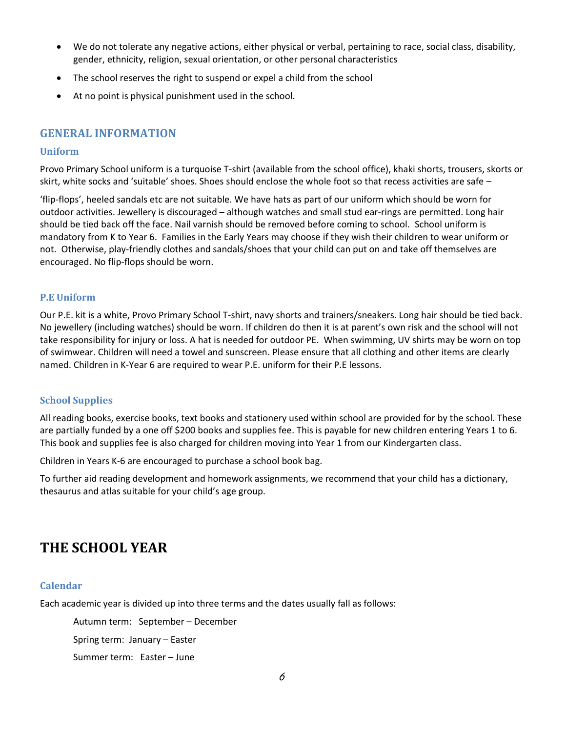- We do not tolerate any negative actions, either physical or verbal, pertaining to race, social class, disability, gender, ethnicity, religion, sexual orientation, or other personal characteristics
- The school reserves the right to suspend or expel a child from the school
- At no point is physical punishment used in the school.

## GENERAL INFORMATION

### Uniform

Provo Primary School uniform is a turquoise T-shirt (available from the school office), khaki shorts, trousers, skorts or skirt, white socks and 'suitable' shoes. Shoes should enclose the whole foot so that recess activities are safe –

'flip-flops', heeled sandals etc are not suitable. We have hats as part of our uniform which should be worn for outdoor activities. Jewellery is discouraged – although watches and small stud ear-rings are permitted. Long hair should be tied back off the face. Nail varnish should be removed before coming to school. School uniform is mandatory from K to Year 6. Families in the Early Years may choose if they wish their children to wear uniform or not. Otherwise, play-friendly clothes and sandals/shoes that your child can put on and take off themselves are encouraged. No flip-flops should be worn.

### P.E Uniform

Our P.E. kit is a white, Provo Primary School T-shirt, navy shorts and trainers/sneakers. Long hair should be tied back. No jewellery (including watches) should be worn. If children do then it is at parent's own risk and the school will not take responsibility for injury or loss. A hat is needed for outdoor PE. When swimming, UV shirts may be worn on top of swimwear. Children will need a towel and sunscreen. Please ensure that all clothing and other items are clearly named. Children in K-Year 6 are required to wear P.E. uniform for their P.E lessons.

### School Supplies

All reading books, exercise books, text books and stationery used within school are provided for by the school. These are partially funded by a one off $200 books and supplies fee. This is payable for new children entering Years 1 to 6. This book and supplies fee is also charged for children moving into Year 1 from our Kindergarten class.

Children in Years K-6 are encouraged to purchase a school book bag.

To further aid reading development and homework assignments, we recommend that your child has a dictionary, thesaurus and atlas suitable for your child's age group.

# THE SCHOOL YEAR

### Calendar

Each academic year is divided up into three terms and the dates usually fall as follows:

Autumn term: September – December

Spring term: January – Easter

Summer term: Easter – June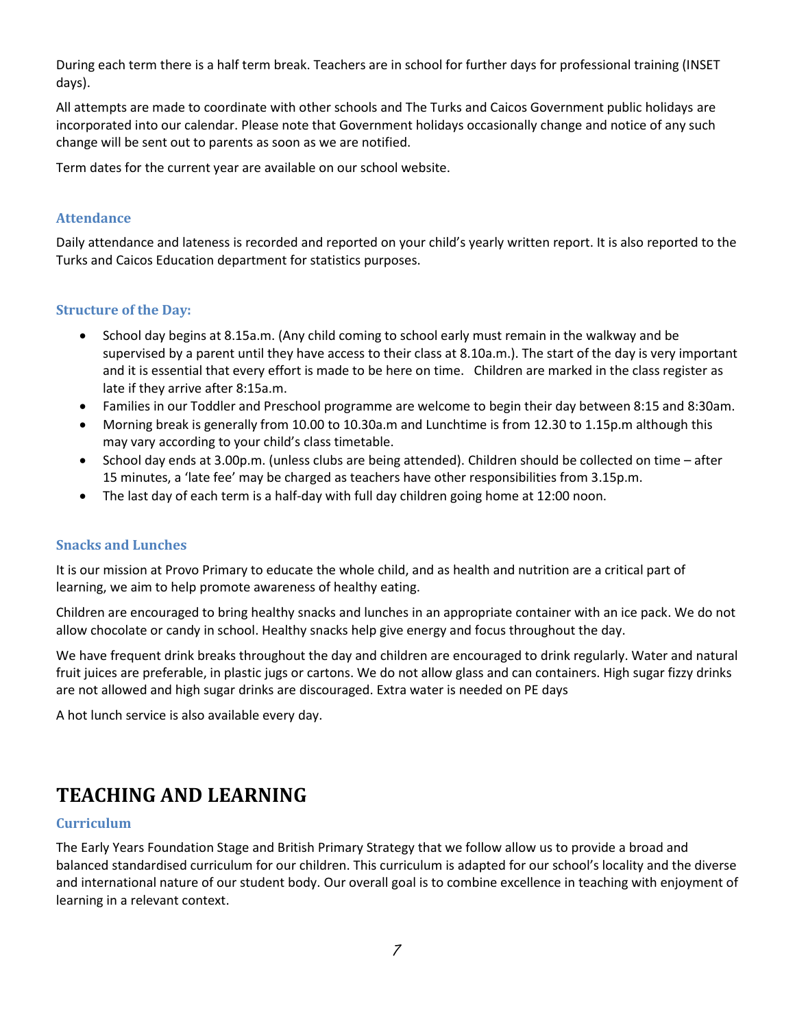During each term there is a half term break. Teachers are in school for further days for professional training (INSET days).

All attempts are made to coordinate with other schools and The Turks and Caicos Government public holidays are incorporated into our calendar. Please note that Government holidays occasionally change and notice of any such change will be sent out to parents as soon as we are notified.

Term dates for the current year are available on our school website.

### Attendance

Daily attendance and lateness is recorded and reported on your child's yearly written report. It is also reported to the Turks and Caicos Education department for statistics purposes.

### Structure of the Day:

- School day begins at 8.15a.m. (Any child coming to school early must remain in the walkway and be supervised by a parent until they have access to their class at 8.10a.m.). The start of the day is very important and it is essential that every effort is made to be here on time. Children are marked in the class register as late if they arrive after 8:15a.m.
- Families in our Toddler and Preschool programme are welcome to begin their day between 8:15 and 8:30am.
- Morning break is generally from 10.00 to 10.30a.m and Lunchtime is from 12.30 to 1.15p.m although this may vary according to your child's class timetable.
- School day ends at 3.00p.m. (unless clubs are being attended). Children should be collected on time – after 15 minutes, a 'late fee' may be charged as teachers have other responsibilities from 3.15p.m.
- The last day of each term is a half-day with full day children going home at 12:00 noon.

### Snacks and Lunches

It is our mission at Provo Primary to educate the whole child, and as health and nutrition are a critical part of learning, we aim to help promote awareness of healthy eating.

Children are encouraged to bring healthy snacks and lunches in an appropriate container with an ice pack. We do not allow chocolate or candy in school. Healthy snacks help give energy and focus throughout the day.

We have frequent drink breaks throughout the day and children are encouraged to drink regularly. Water and natural fruit juices are preferable, in plastic jugs or cartons. We do not allow glass and can containers. High sugar fizzy drinks are not allowed and high sugar drinks are discouraged. Extra water is needed on PE days

A hot lunch service is also available every day.

## TEACHING AND LEARNING

### Curriculum

The Early Years Foundation Stage and British Primary Strategy that we follow allow us to provide a broad and balanced standardised curriculum for our children. This curriculum is adapted for our school's locality and the diverse and international nature of our student body. Our overall goal is to combine excellence in teaching with enjoyment of learning in a relevant context.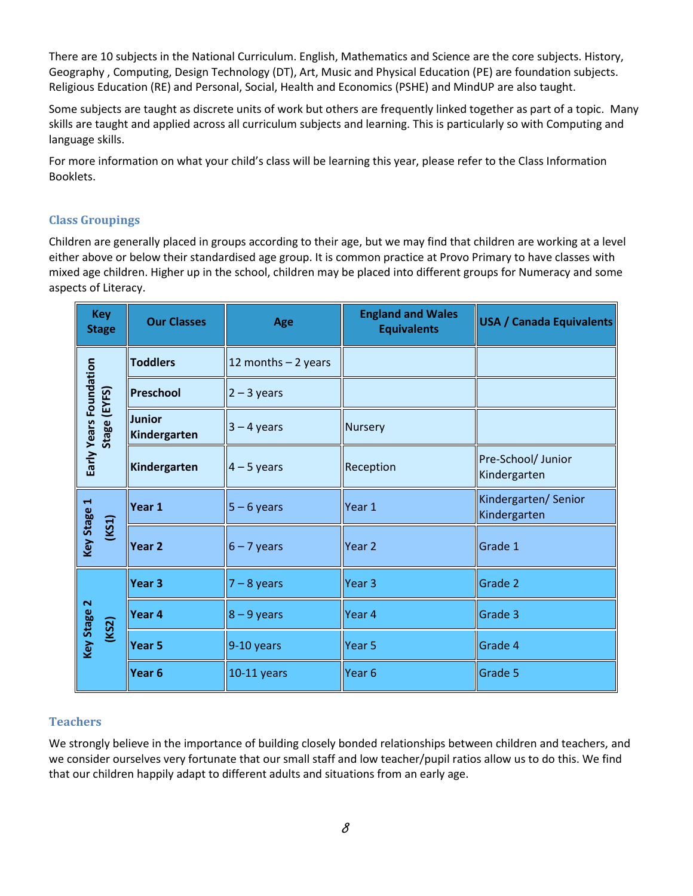There are 10 subjects in the National Curriculum. English, Mathematics and Science are the core subjects. History, Geography , Computing, Design Technology (DT), Art, Music and Physical Education (PE) are foundation subjects. Religious Education (RE) and Personal, Social, Health and Economics (PSHE) and MindUP are also taught.

Some subjects are taught as discrete units of work but others are frequently linked together as part of a topic. Many skills are taught and applied across all curriculum subjects and learning. This is particularly so with Computing and language skills.

For more information on what your child's class will be learning this year, please refer to the Class Information Booklets.

### Class Groupings

Children are generally placed in groups according to their age, but we may find that children are working at a level either above or below their standardised age group. It is common practice at Provo Primary to have classes with mixed age children. Higher up in the school, children may be placed into different groups for Numeracy and some aspects of Literacy.

| Key Stage | Our Classes | Age | England and Wales Equivalents | USA / Canada Equivalents |
|---|---|---|---|---|
| Early Years Foundation Stage (EYFS) | **Toddlers** | 12 months – 2 years | | |
| | **Preschool** | 2 – 3 years | | |
| | **Junior Kindergarten** | 3 – 4 years | Nursery | |
| | **Kindergarten** | 4 – 5 years | Reception | Pre-School/ Junior Kindergarten |
| Key Stage 1 (KS1) | **Year 1** | 5 – 6 years | Year 1 | Kindergarten/ Senior Kindergarten |
| | **Year 2** | 6 – 7 years | Year 2 | Grade 1 |
| Key Stage 2 (KS2) | **Year 3** | 7 – 8 years | Year 3 | Grade 2 |
| | **Year 4** | 8 – 9 years | Year 4 | Grade 3 |
| | **Year 5** | 9-10 years | Year 5 | Grade 4 |
| | **Year 6** | 10-11 years | Year 6 | Grade 5 |

### Teachers

We strongly believe in the importance of building closely bonded relationships between children and teachers, and we consider ourselves very fortunate that our small staff and low teacher/pupil ratios allow us to do this. We find that our children happily adapt to different adults and situations from an early age.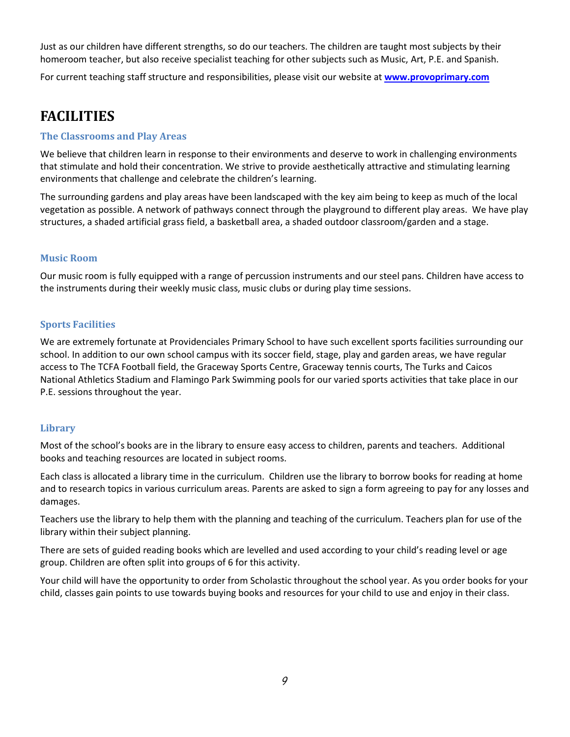Just as our children have different strengths, so do our teachers. The children are taught most subjects by their homeroom teacher, but also receive specialist teaching for other subjects such as Music, Art, P.E. and Spanish.

For current teaching staff structure and responsibilities, please visit our website at **www.provoprimary.com**

# FACILITIES

### The Classrooms and Play Areas

We believe that children learn in response to their environments and deserve to work in challenging environments that stimulate and hold their concentration. We strive to provide aesthetically attractive and stimulating learning environments that challenge and celebrate the children's learning.

The surrounding gardens and play areas have been landscaped with the key aim being to keep as much of the local vegetation as possible. A network of pathways connect through the playground to different play areas. We have play structures, a shaded artificial grass field, a basketball area, a shaded outdoor classroom/garden and a stage.

### Music Room

Our music room is fully equipped with a range of percussion instruments and our steel pans. Children have access to the instruments during their weekly music class, music clubs or during play time sessions.

### Sports Facilities

We are extremely fortunate at Providenciales Primary School to have such excellent sports facilities surrounding our school. In addition to our own school campus with its soccer field, stage, play and garden areas, we have regular access to The TCFA Football field, the Graceway Sports Centre, Graceway tennis courts, The Turks and Caicos National Athletics Stadium and Flamingo Park Swimming pools for our varied sports activities that take place in our P.E. sessions throughout the year.

### Library

Most of the school's books are in the library to ensure easy access to children, parents and teachers. Additional books and teaching resources are located in subject rooms.

Each class is allocated a library time in the curriculum. Children use the library to borrow books for reading at home and to research topics in various curriculum areas. Parents are asked to sign a form agreeing to pay for any losses and damages.

Teachers use the library to help them with the planning and teaching of the curriculum. Teachers plan for use of the library within their subject planning.

There are sets of guided reading books which are levelled and used according to your child's reading level or age group. Children are often split into groups of 6 for this activity.

Your child will have the opportunity to order from Scholastic throughout the school year. As you order books for your child, classes gain points to use towards buying books and resources for your child to use and enjoy in their class.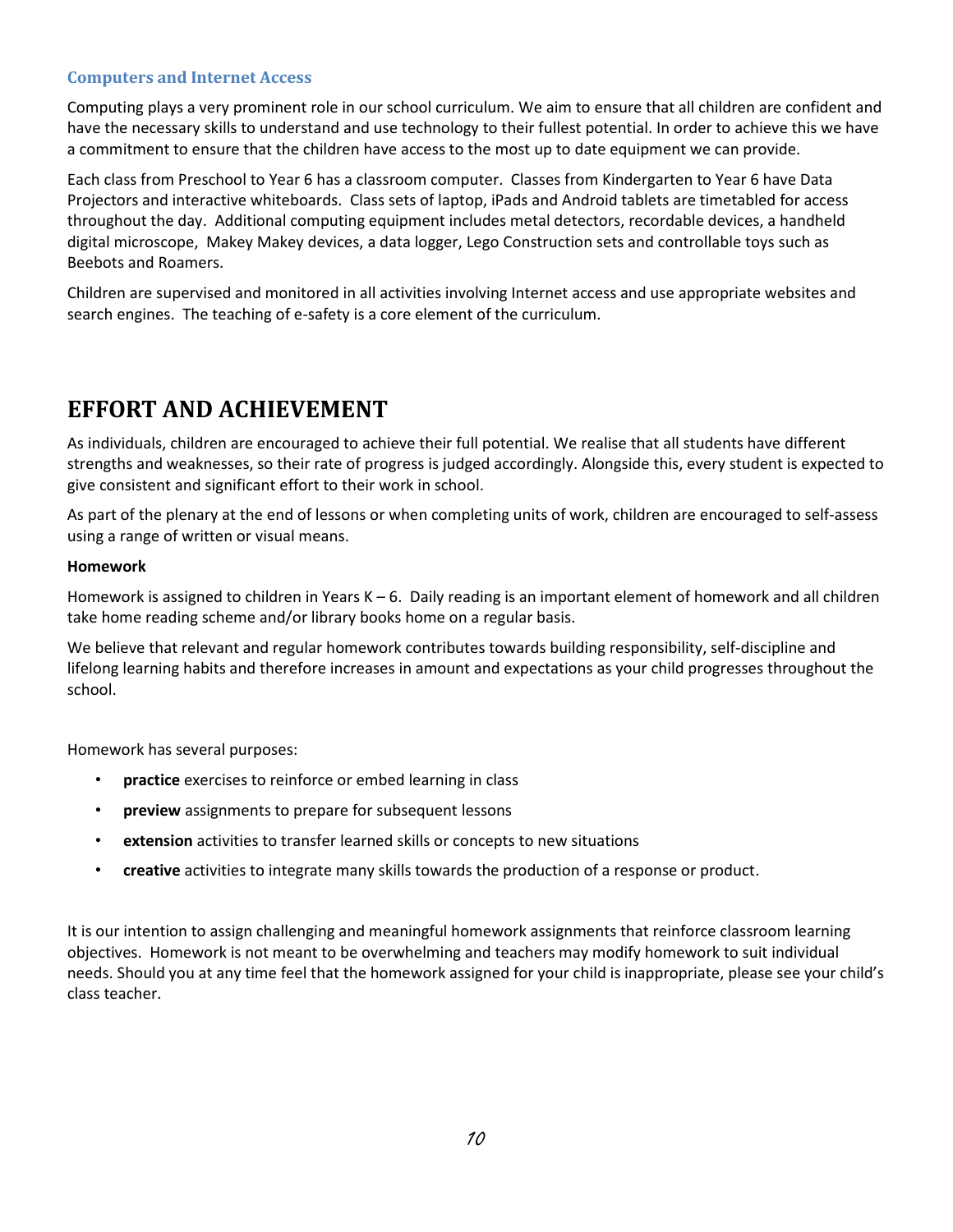### Computers and Internet Access

Computing plays a very prominent role in our school curriculum. We aim to ensure that all children are confident and have the necessary skills to understand and use technology to their fullest potential. In order to achieve this we have a commitment to ensure that the children have access to the most up to date equipment we can provide.

Each class from Preschool to Year 6 has a classroom computer. Classes from Kindergarten to Year 6 have Data Projectors and interactive whiteboards. Class sets of laptop, iPads and Android tablets are timetabled for access throughout the day. Additional computing equipment includes metal detectors, recordable devices, a handheld digital microscope, Makey Makey devices, a data logger, Lego Construction sets and controllable toys such as Beebots and Roamers.

Children are supervised and monitored in all activities involving Internet access and use appropriate websites and search engines. The teaching of e-safety is a core element of the curriculum.

# EFFORT AND ACHIEVEMENT

As individuals, children are encouraged to achieve their full potential. We realise that all students have different strengths and weaknesses, so their rate of progress is judged accordingly. Alongside this, every student is expected to give consistent and significant effort to their work in school.

As part of the plenary at the end of lessons or when completing units of work, children are encouraged to self-assess using a range of written or visual means.

**Homework**

Homework is assigned to children in Years K – 6. Daily reading is an important element of homework and all children take home reading scheme and/or library books home on a regular basis.

We believe that relevant and regular homework contributes towards building responsibility, self-discipline and lifelong learning habits and therefore increases in amount and expectations as your child progresses throughout the school.

Homework has several purposes:

- **practice** exercises to reinforce or embed learning in class
- **preview** assignments to prepare for subsequent lessons
- **extension** activities to transfer learned skills or concepts to new situations
- **creative** activities to integrate many skills towards the production of a response or product.

It is our intention to assign challenging and meaningful homework assignments that reinforce classroom learning objectives. Homework is not meant to be overwhelming and teachers may modify homework to suit individual needs. Should you at any time feel that the homework assigned for your child is inappropriate, please see your child's class teacher.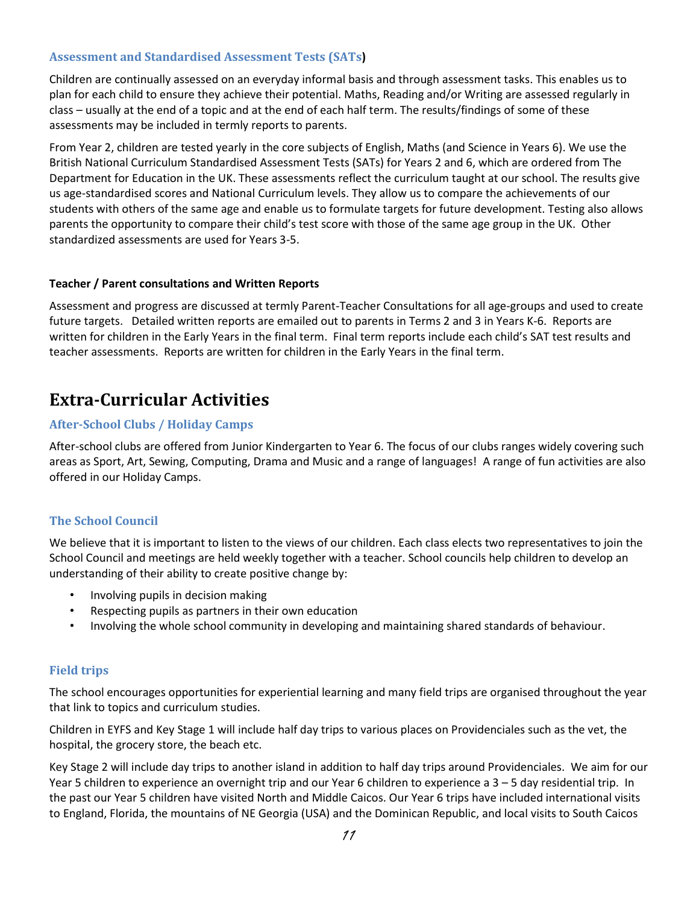### Assessment and Standardised Assessment Tests (SATs)

Children are continually assessed on an everyday informal basis and through assessment tasks. This enables us to plan for each child to ensure they achieve their potential. Maths, Reading and/or Writing are assessed regularly in class – usually at the end of a topic and at the end of each half term. The results/findings of some of these assessments may be included in termly reports to parents.

From Year 2, children are tested yearly in the core subjects of English, Maths (and Science in Years 6). We use the British National Curriculum Standardised Assessment Tests (SATs) for Years 2 and 6, which are ordered from The Department for Education in the UK. These assessments reflect the curriculum taught at our school. The results give us age-standardised scores and National Curriculum levels. They allow us to compare the achievements of our students with others of the same age and enable us to formulate targets for future development. Testing also allows parents the opportunity to compare their child's test score with those of the same age group in the UK. Other standardized assessments are used for Years 3-5.

**Teacher / Parent consultations and Written Reports**

Assessment and progress are discussed at termly Parent-Teacher Consultations for all age-groups and used to create future targets. Detailed written reports are emailed out to parents in Terms 2 and 3 in Years K-6. Reports are written for children in the Early Years in the final term. Final term reports include each child's SAT test results and teacher assessments. Reports are written for children in the Early Years in the final term.

## Extra-Curricular Activities

### After-School Clubs / Holiday Camps

After-school clubs are offered from Junior Kindergarten to Year 6. The focus of our clubs ranges widely covering such areas as Sport, Art, Sewing, Computing, Drama and Music and a range of languages! A range of fun activities are also offered in our Holiday Camps.

### The School Council

We believe that it is important to listen to the views of our children. Each class elects two representatives to join the School Council and meetings are held weekly together with a teacher. School councils help children to develop an understanding of their ability to create positive change by:

- Involving pupils in decision making
- Respecting pupils as partners in their own education
- Involving the whole school community in developing and maintaining shared standards of behaviour.

### Field trips

The school encourages opportunities for experiential learning and many field trips are organised throughout the year that link to topics and curriculum studies.

Children in EYFS and Key Stage 1 will include half day trips to various places on Providenciales such as the vet, the hospital, the grocery store, the beach etc.

Key Stage 2 will include day trips to another island in addition to half day trips around Providenciales. We aim for our Year 5 children to experience an overnight trip and our Year 6 children to experience a 3 – 5 day residential trip. In the past our Year 5 children have visited North and Middle Caicos. Our Year 6 trips have included international visits to England, Florida, the mountains of NE Georgia (USA) and the Dominican Republic, and local visits to South Caicos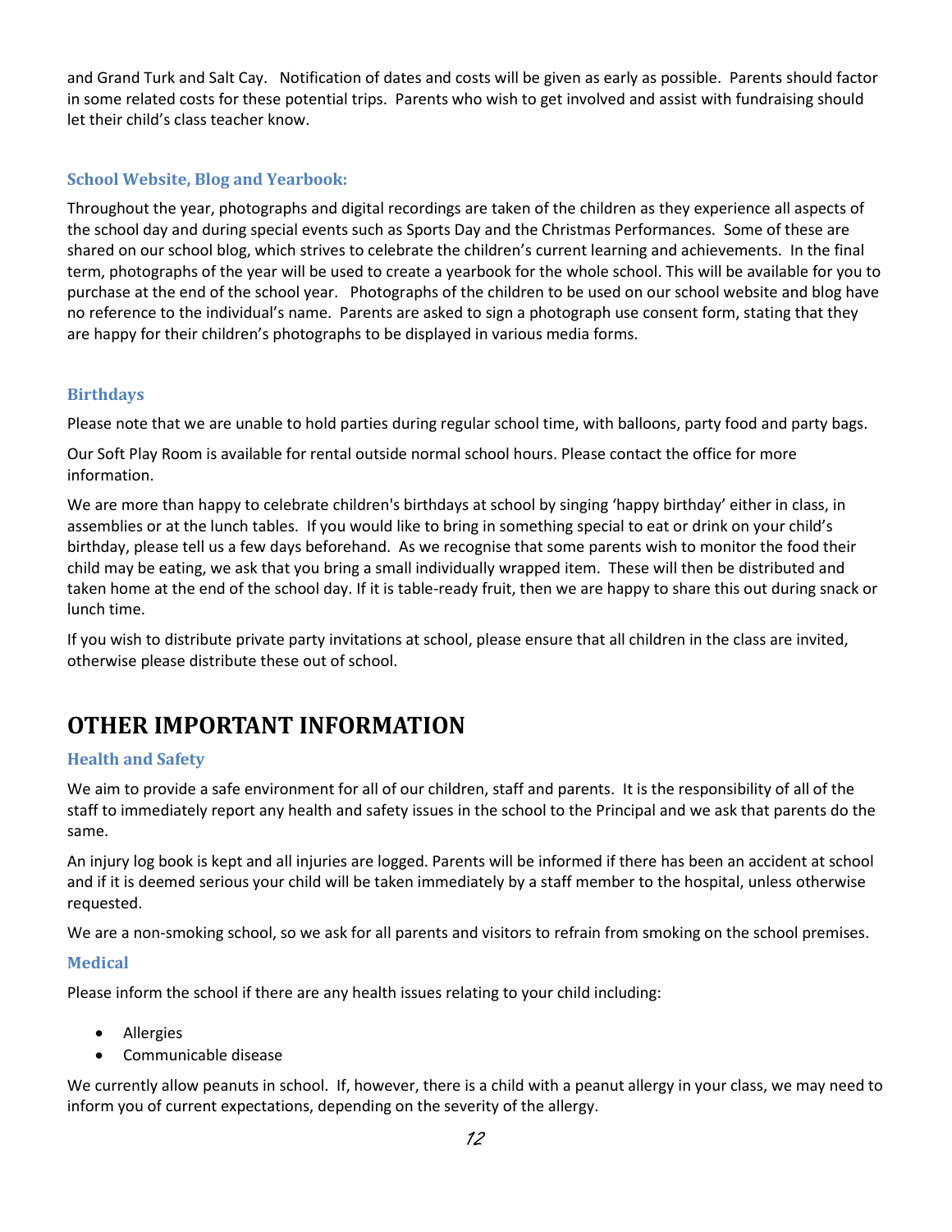and Grand Turk and Salt Cay. Notification of dates and costs will be given as early as possible. Parents should factor in some related costs for these potential trips. Parents who wish to get involved and assist with fundraising should let their child's class teacher know.

### School Website, Blog and Yearbook:

Throughout the year, photographs and digital recordings are taken of the children as they experience all aspects of the school day and during special events such as Sports Day and the Christmas Performances. Some of these are shared on our school blog, which strives to celebrate the children's current learning and achievements. In the final term, photographs of the year will be used to create a yearbook for the whole school. This will be available for you to purchase at the end of the school year. Photographs of the children to be used on our school website and blog have no reference to the individual's name. Parents are asked to sign a photograph use consent form, stating that they are happy for their children's photographs to be displayed in various media forms.

### Birthdays

Please note that we are unable to hold parties during regular school time, with balloons, party food and party bags.

Our Soft Play Room is available for rental outside normal school hours. Please contact the office for more information.

We are more than happy to celebrate children's birthdays at school by singing 'happy birthday' either in class, in assemblies or at the lunch tables. If you would like to bring in something special to eat or drink on your child's birthday, please tell us a few days beforehand. As we recognise that some parents wish to monitor the food their child may be eating, we ask that you bring a small individually wrapped item. These will then be distributed and taken home at the end of the school day. If it is table-ready fruit, then we are happy to share this out during snack or lunch time.

If you wish to distribute private party invitations at school, please ensure that all children in the class are invited, otherwise please distribute these out of school.

## OTHER IMPORTANT INFORMATION

### Health and Safety

We aim to provide a safe environment for all of our children, staff and parents. It is the responsibility of all of the staff to immediately report any health and safety issues in the school to the Principal and we ask that parents do the same.

An injury log book is kept and all injuries are logged. Parents will be informed if there has been an accident at school and if it is deemed serious your child will be taken immediately by a staff member to the hospital, unless otherwise requested.

We are a non-smoking school, so we ask for all parents and visitors to refrain from smoking on the school premises.

### Medical

Please inform the school if there are any health issues relating to your child including:

- Allergies
- Communicable disease

We currently allow peanuts in school. If, however, there is a child with a peanut allergy in your class, we may need to inform you of current expectations, depending on the severity of the allergy.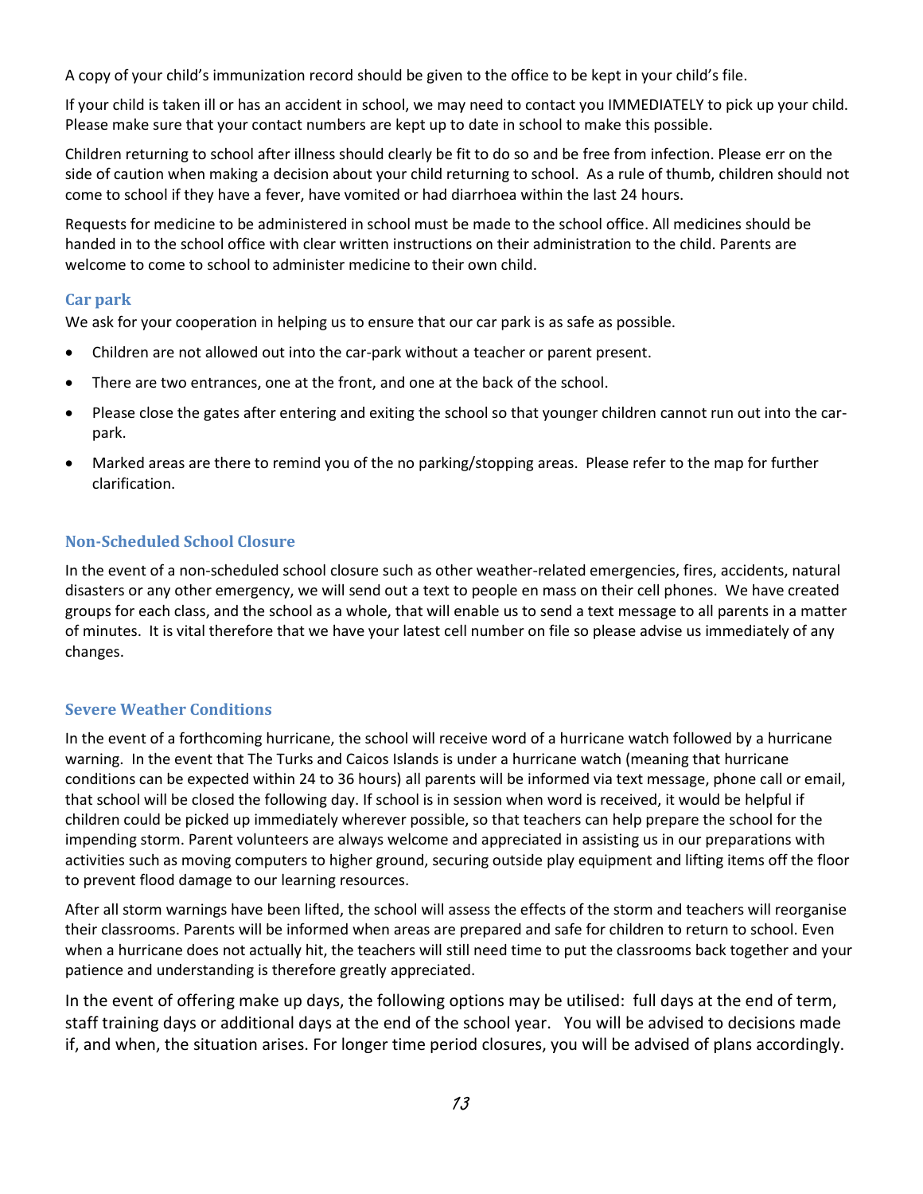A copy of your child's immunization record should be given to the office to be kept in your child's file.

If your child is taken ill or has an accident in school, we may need to contact you IMMEDIATELY to pick up your child. Please make sure that your contact numbers are kept up to date in school to make this possible.

Children returning to school after illness should clearly be fit to do so and be free from infection. Please err on the side of caution when making a decision about your child returning to school. As a rule of thumb, children should not come to school if they have a fever, have vomited or had diarrhoea within the last 24 hours.

Requests for medicine to be administered in school must be made to the school office. All medicines should be handed in to the school office with clear written instructions on their administration to the child. Parents are welcome to come to school to administer medicine to their own child.

### Car park

We ask for your cooperation in helping us to ensure that our car park is as safe as possible.

- Children are not allowed out into the car-park without a teacher or parent present.
- There are two entrances, one at the front, and one at the back of the school.
- Please close the gates after entering and exiting the school so that younger children cannot run out into the car-park.
- Marked areas are there to remind you of the no parking/stopping areas. Please refer to the map for further clarification.

### Non-Scheduled School Closure

In the event of a non-scheduled school closure such as other weather-related emergencies, fires, accidents, natural disasters or any other emergency, we will send out a text to people en mass on their cell phones. We have created groups for each class, and the school as a whole, that will enable us to send a text message to all parents in a matter of minutes. It is vital therefore that we have your latest cell number on file so please advise us immediately of any changes.

### Severe Weather Conditions

In the event of a forthcoming hurricane, the school will receive word of a hurricane watch followed by a hurricane warning. In the event that The Turks and Caicos Islands is under a hurricane watch (meaning that hurricane conditions can be expected within 24 to 36 hours) all parents will be informed via text message, phone call or email, that school will be closed the following day. If school is in session when word is received, it would be helpful if children could be picked up immediately wherever possible, so that teachers can help prepare the school for the impending storm. Parent volunteers are always welcome and appreciated in assisting us in our preparations with activities such as moving computers to higher ground, securing outside play equipment and lifting items off the floor to prevent flood damage to our learning resources.

After all storm warnings have been lifted, the school will assess the effects of the storm and teachers will reorganise their classrooms. Parents will be informed when areas are prepared and safe for children to return to school. Even when a hurricane does not actually hit, the teachers will still need time to put the classrooms back together and your patience and understanding is therefore greatly appreciated.

In the event of offering make up days, the following options may be utilised: full days at the end of term, staff training days or additional days at the end of the school year. You will be advised to decisions made if, and when, the situation arises. For longer time period closures, you will be advised of plans accordingly.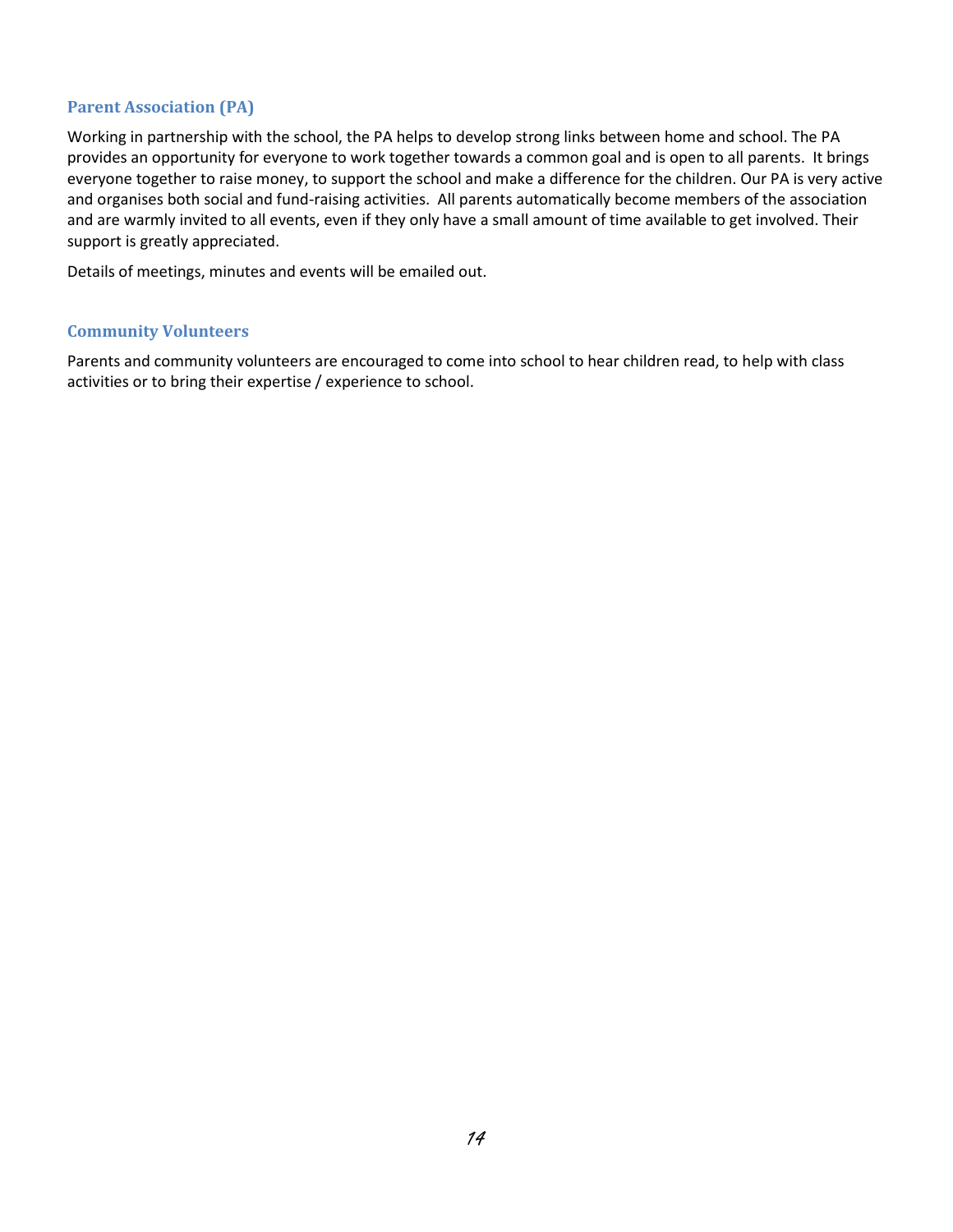## Parent Association (PA)

Working in partnership with the school, the PA helps to develop strong links between home and school. The PA provides an opportunity for everyone to work together towards a common goal and is open to all parents. It brings everyone together to raise money, to support the school and make a difference for the children. Our PA is very active and organises both social and fund-raising activities. All parents automatically become members of the association and are warmly invited to all events, even if they only have a small amount of time available to get involved. Their support is greatly appreciated.

Details of meetings, minutes and events will be emailed out.

## Community Volunteers

Parents and community volunteers are encouraged to come into school to hear children read, to help with class activities or to bring their expertise / experience to school.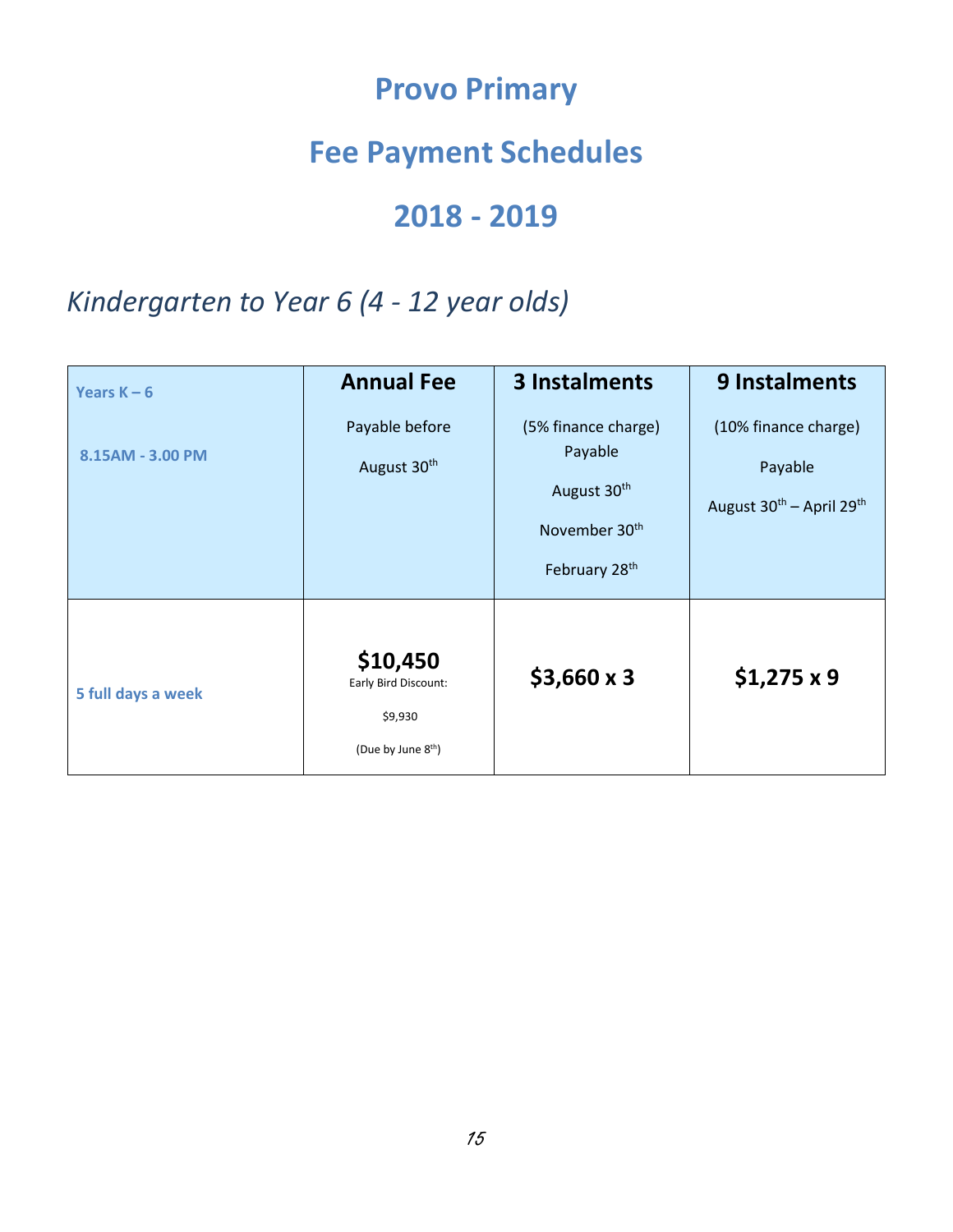# Provo Primary

# Fee Payment Schedules

# 2018 - 2019

## *Kindergarten to Year 6 (4 - 12 year olds)*

| Years K – 6<br><br>8.15AM - 3.00 PM | **Annual Fee**<br><br>Payable before<br><br>August 30th | **3 Instalments**<br><br>(5% finance charge)<br>Payable<br><br>August 30th<br><br>November 30th<br><br>February 28th | **9 Instalments**<br><br>(10% finance charge)<br><br>Payable<br><br>August 30th – April 29th |
|---|---|---|---|
| 5 full days a week | **$10,450**<br>Early Bird Discount:<br><br>$9,930<br><br>(Due by June 8th) | **$3,660 x 3** | **$1,275 x 9** |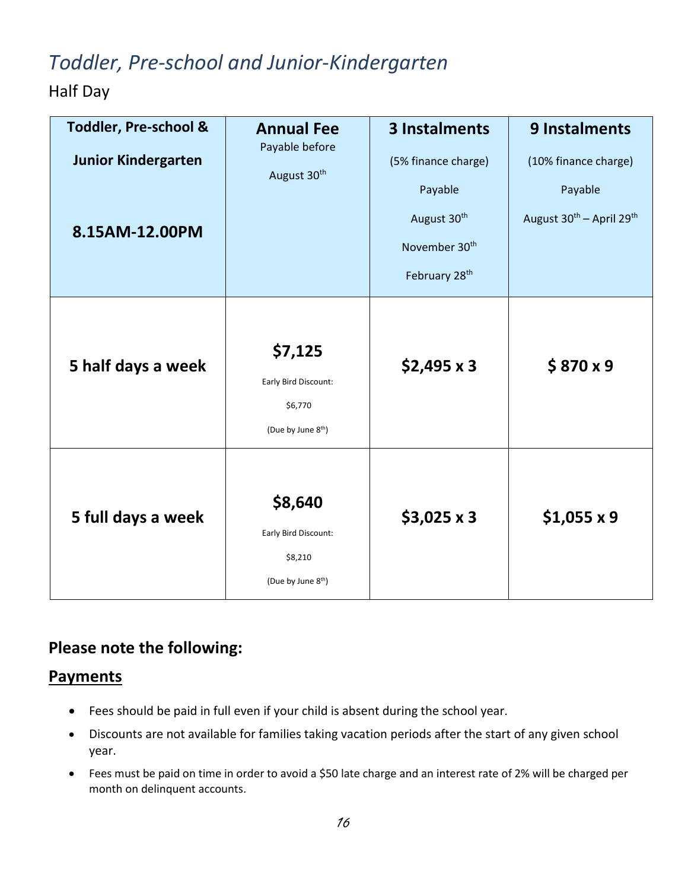# *Toddler, Pre-school and Junior-Kindergarten*

Half Day

| Toddler, Pre-school & Junior Kindergarten 8.15AM-12.00PM | Annual Fee Payable before August 30th | 3 Instalments (5% finance charge) Payable August 30th November 30th February 28th | 9 Instalments (10% finance charge) Payable August 30th – April 29th |
|---|---|---|---|
| **5 half days a week** | **$7,125** Early Bird Discount: $6,770 (Due by June 8th) | **$2,495 x 3** | **$ 870 x 9** |
| **5 full days a week** | **$8,640** Early Bird Discount: $8,210 (Due by June 8th) | **$3,025 x 3** | **$1,055 x 9** |

## Please note the following:

### Payments

- Fees should be paid in full even if your child is absent during the school year.
- Discounts are not available for families taking vacation periods after the start of any given school year.
- Fees must be paid on time in order to avoid a $50 late charge and an interest rate of 2% will be charged per month on delinquent accounts.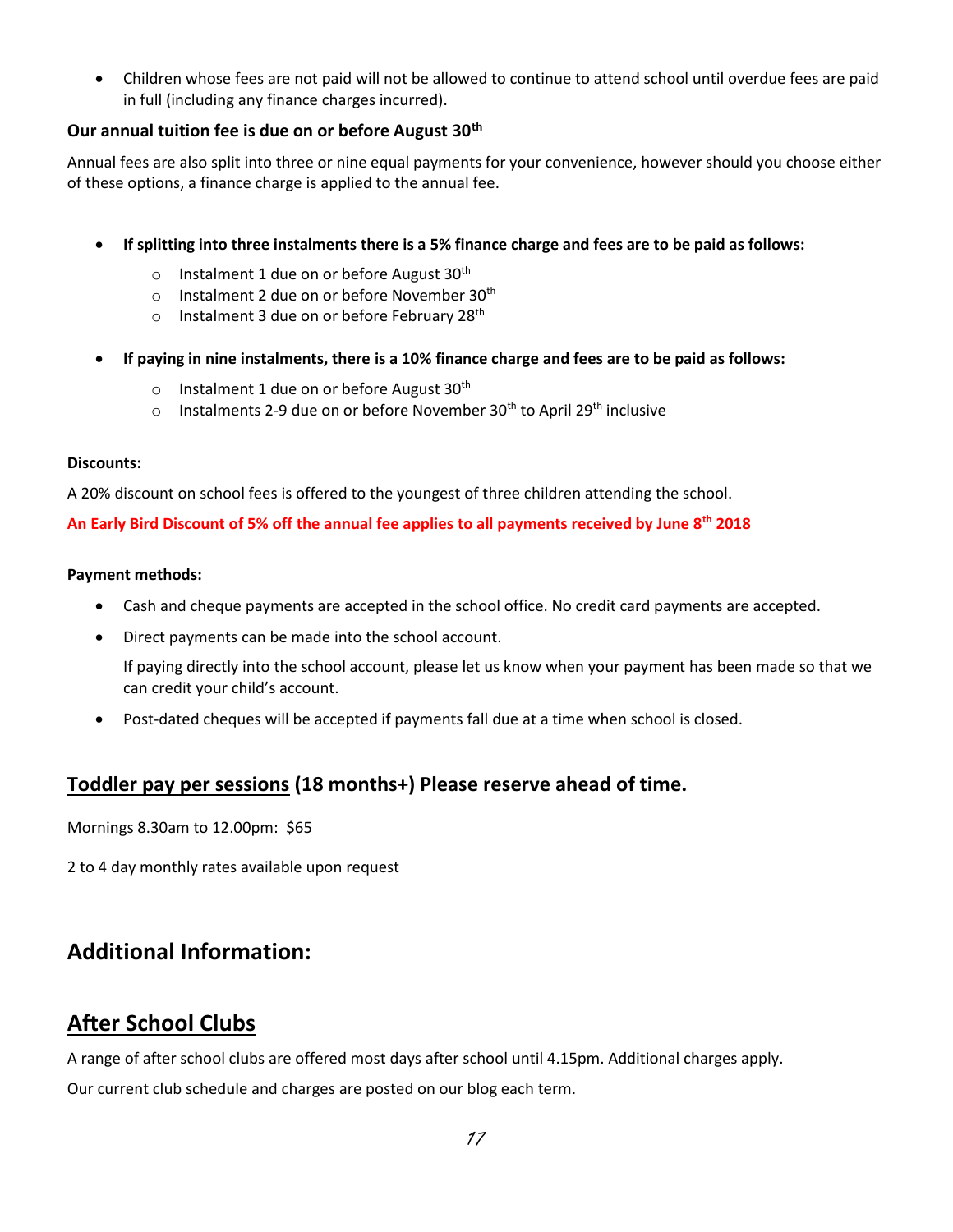- Children whose fees are not paid will not be allowed to continue to attend school until overdue fees are paid in full (including any finance charges incurred).

**Our annual tuition fee is due on or before August 30th**

Annual fees are also split into three or nine equal payments for your convenience, however should you choose either of these options, a finance charge is applied to the annual fee.

- **If splitting into three instalments there is a 5% finance charge and fees are to be paid as follows:**
  - Instalment 1 due on or before August 30th
  - Instalment 2 due on or before November 30th
  - Instalment 3 due on or before February 28th
- **If paying in nine instalments, there is a 10% finance charge and fees are to be paid as follows:**
  - Instalment 1 due on or before August 30th
  - Instalments 2-9 due on or before November 30th to April 29th inclusive

**Discounts:**

A 20% discount on school fees is offered to the youngest of three children attending the school.

**An Early Bird Discount of 5% off the annual fee applies to all payments received by June 8th 2018**

**Payment methods:**

- Cash and cheque payments are accepted in the school office. No credit card payments are accepted.
- Direct payments can be made into the school account.

  If paying directly into the school account, please let us know when your payment has been made so that we can credit your child's account.
- Post-dated cheques will be accepted if payments fall due at a time when school is closed.

## <u>Toddler pay per sessions</u> (18 months+) Please reserve ahead of time.

Mornings 8.30am to 12.00pm: $65

2 to 4 day monthly rates available upon request

# Additional Information:

## <u>After School Clubs</u>

A range of after school clubs are offered most days after school until 4.15pm. Additional charges apply.

Our current club schedule and charges are posted on our blog each term.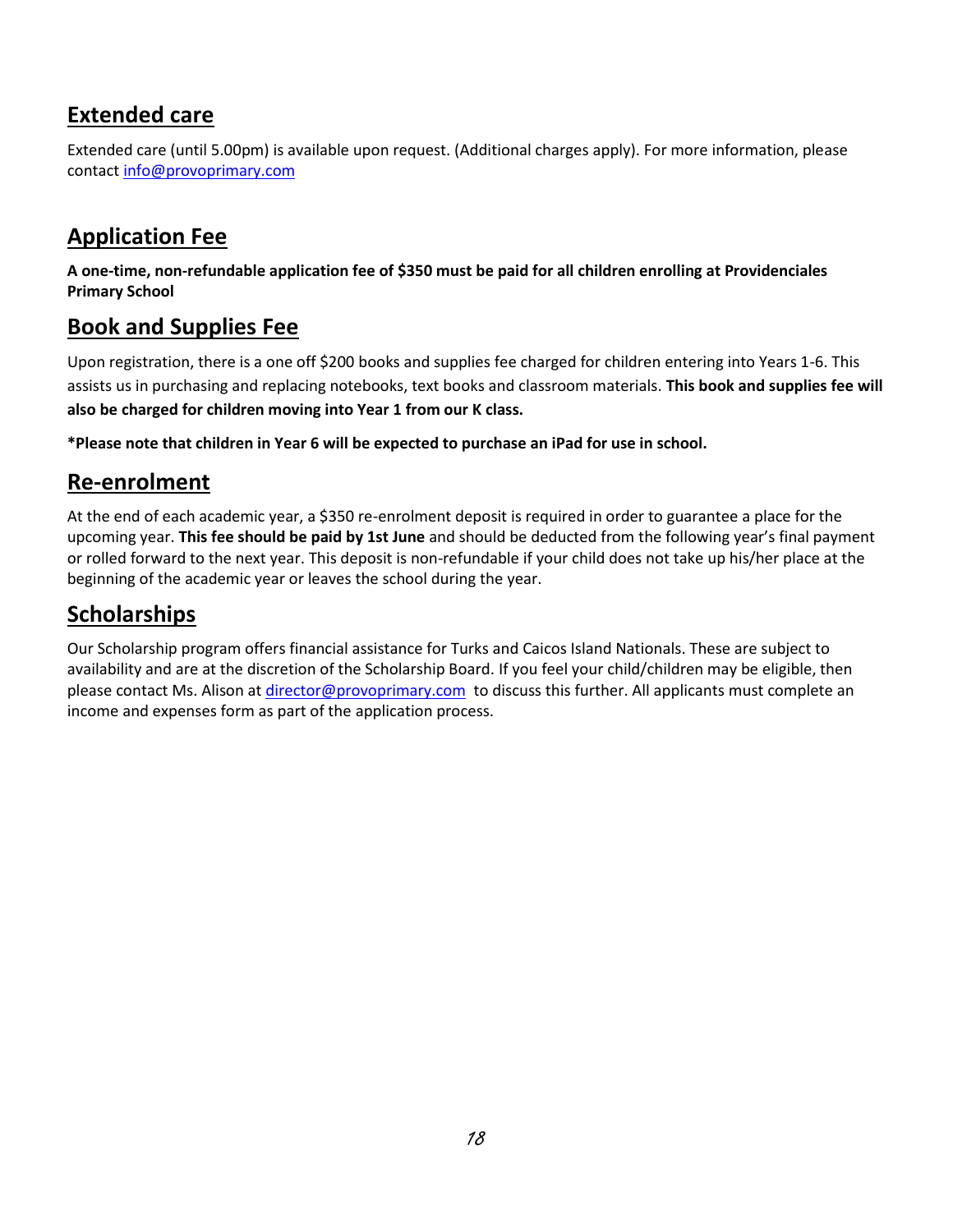## Extended care

Extended care (until 5.00pm) is available upon request. (Additional charges apply). For more information, please contact info@provoprimary.com

## Application Fee

**A one-time, non-refundable application fee of $350 must be paid for all children enrolling at Providenciales Primary School**

## Book and Supplies Fee

Upon registration, there is a one off $200 books and supplies fee charged for children entering into Years 1-6. This assists us in purchasing and replacing notebooks, text books and classroom materials. **This book and supplies fee will also be charged for children moving into Year 1 from our K class.**

***Please note that children in Year 6 will be expected to purchase an iPad for use in school.**

## Re-enrolment

At the end of each academic year, a $350 re-enrolment deposit is required in order to guarantee a place for the upcoming year. **This fee should be paid by 1st June** and should be deducted from the following year's final payment or rolled forward to the next year. This deposit is non-refundable if your child does not take up his/her place at the beginning of the academic year or leaves the school during the year.

## Scholarships

Our Scholarship program offers financial assistance for Turks and Caicos Island Nationals. These are subject to availability and are at the discretion of the Scholarship Board. If you feel your child/children may be eligible, then please contact Ms. Alison at director@provoprimary.com to discuss this further. All applicants must complete an income and expenses form as part of the application process.